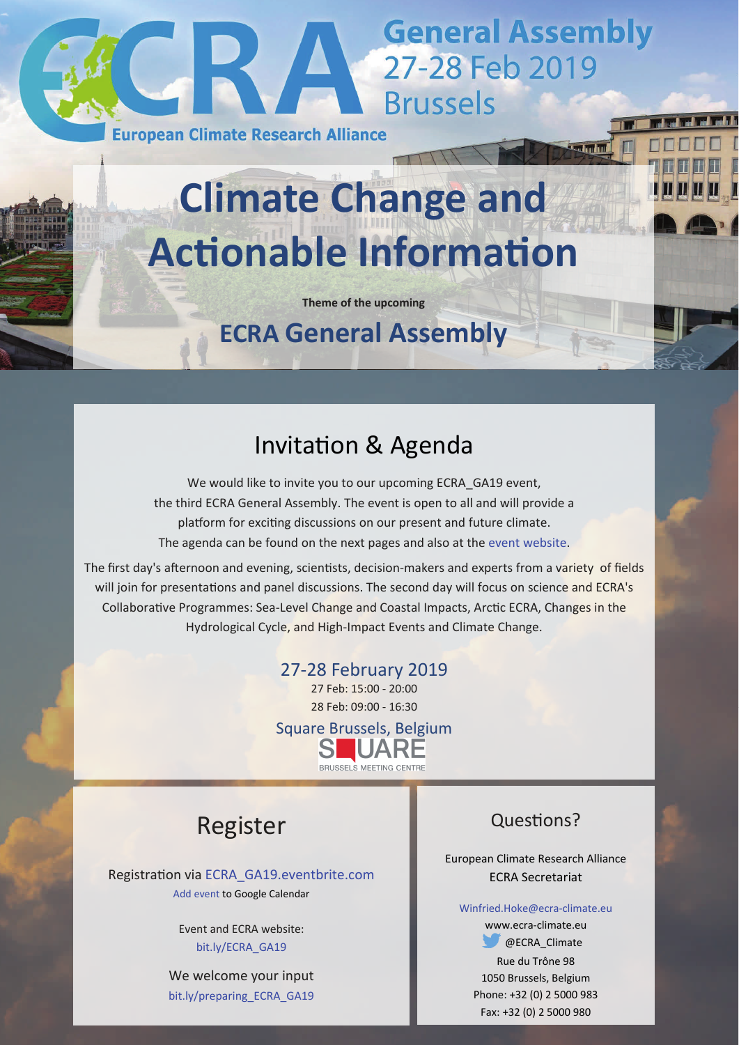# ECRA

**European Climate Research Alliance**

**General Assembly**
27-28 Feb 2019
Brussels

# Climate Change and Actionable Information

**Theme of the upcoming**

## ECRA General Assembly

## Invitation & Agenda

We would like to invite you to our upcoming ECRA_GA19 event, the third ECRA General Assembly. The event is open to all and will provide a platform for exciting discussions on our present and future climate. The agenda can be found on the next pages and also at the event website.

The first day's afternoon and evening, scientists, decision-makers and experts from a variety of fields will join for presentations and panel discussions. The second day will focus on science and ECRA's Collaborative Programmes: Sea-Level Change and Coastal Impacts, Arctic ECRA, Changes in the Hydrological Cycle, and High-Impact Events and Climate Change.

27-28 February 2019
27 Feb: 15:00 - 20:00
28 Feb: 09:00 - 16:30

Square Brussels, Belgium

SQUARE
BRUSSELS MEETING CENTRE

## Register

Registration via ECRA_GA19.eventbrite.com

Add event to Google Calendar

Event and ECRA website:
bit.ly/ECRA_GA19

We welcome your input
bit.ly/preparing_ECRA_GA19

## Questions?

European Climate Research Alliance
ECRA Secretariat

Winfried.Hoke@ecra-climate.eu
www.ecra-climate.eu
@ECRA_Climate
Rue du Trône 98
1050 Brussels, Belgium
Phone: +32 (0) 2 5000 983
Fax: +32 (0) 2 5000 980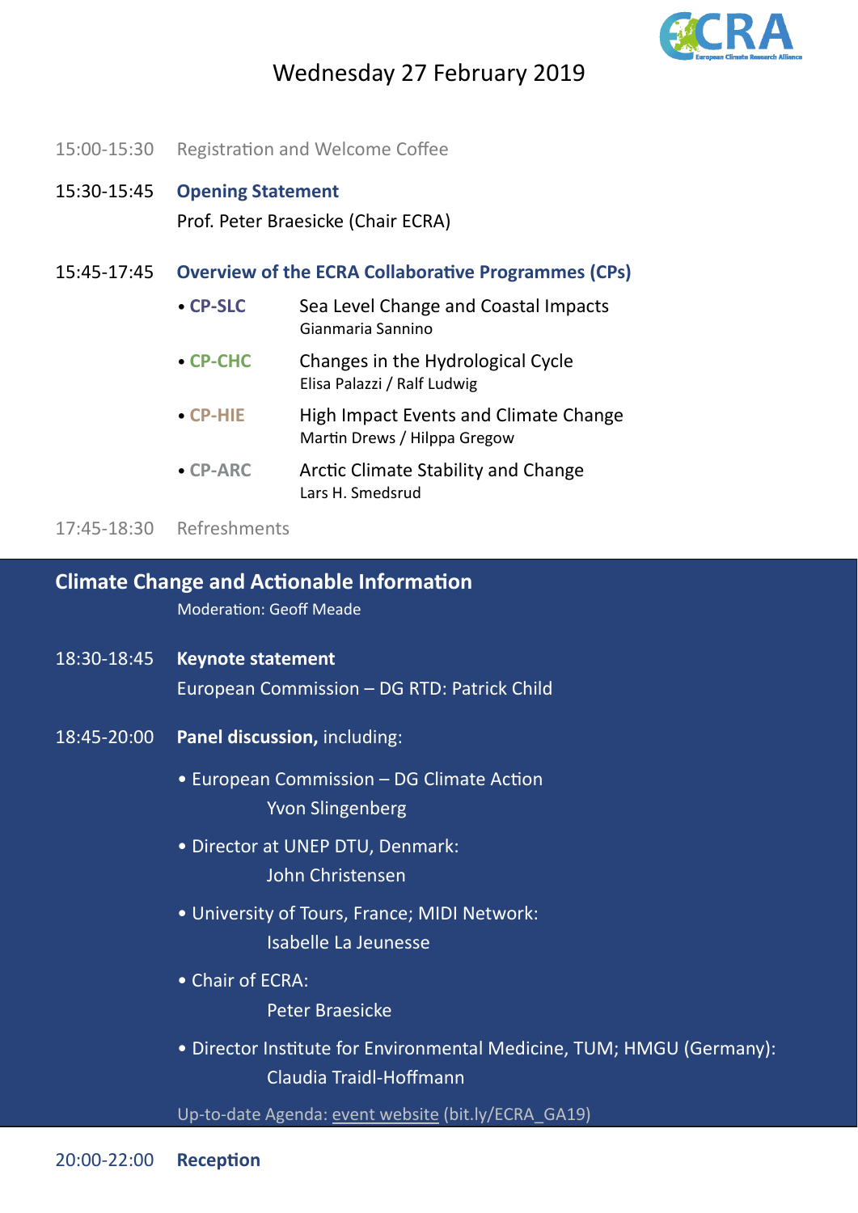# Wednesday 27 February 2019

15:00-15:30 Registration and Welcome Coffee

15:30-15:45 **Opening Statement**

Prof. Peter Braesicke (Chair ECRA)

15:45-17:45 **Overview of the ECRA Collaborative Programmes (CPs)**

- **CP-SLC** Sea Level Change and Coastal Impacts
  Gianmaria Sannino
- **CP-CHC** Changes in the Hydrological Cycle
  Elisa Palazzi / Ralf Ludwig
- **CP-HIE** High Impact Events and Climate Change
  Martin Drews / Hilpga Gregow
- **CP-ARC** Arctic Climate Stability and Change
  Lars H. Smedsrud

17:45-18:30 Refreshments

## Climate Change and Actionable Information

Moderation: Geoff Meade

18:30-18:45 **Keynote statement**

European Commission – DG RTD: Patrick Child

18:45-20:00 **Panel discussion,** including:

- European Commission – DG Climate Action
  Yvon Slingenberg
- Director at UNEP DTU, Denmark:
  John Christensen
- University of Tours, France; MIDI Network:
  Isabelle La Jeunesse
- Chair of ECRA:
  Peter Braesicke
- Director Institute for Environmental Medicine, TUM; HMGU (Germany):
  Claudia Traidl-Hoffmann

Up-to-date Agenda: event website (bit.ly/ECRA_GA19)

20:00-22:00 **Reception**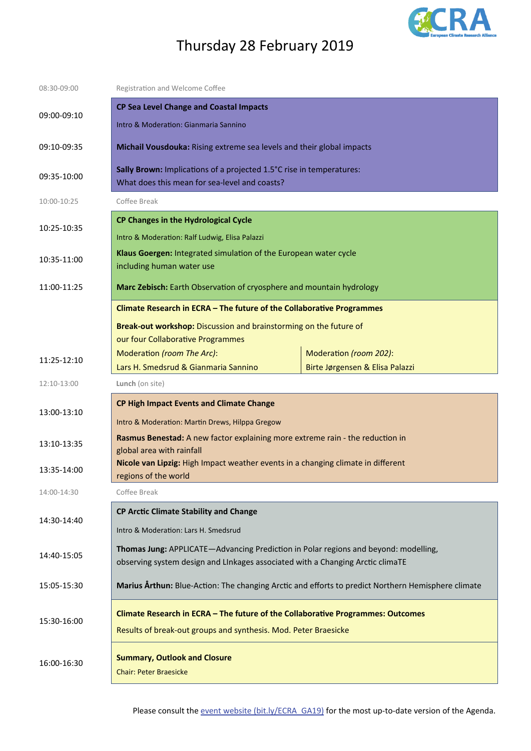# Thursday 28 February 2019

| | |
|---|---|
| 08:30-09:00 | Registration and Welcome Coffee |
| 09:00-09:10 | **CP Sea Level Change and Coastal Impacts**<br>Intro & Moderation: Gianmaria Sannino |
| 09:10-09:35 | **Michail Vousdouka:** Rising extreme sea levels and their global impacts |
| 09:35-10:00 | **Sally Brown:** Implications of a projected 1.5°C rise in temperatures: What does this mean for sea-level and coasts? |
| 10:00-10:25 | Coffee Break |
| 10:25-10:35 | **CP Changes in the Hydrological Cycle**<br>Intro & Moderation: Ralf Ludwig, Elisa Palazzi |
| 10:35-11:00 | **Klaus Goergen:** Integrated simulation of the European water cycle including human water use |
| 11:00-11:25 | **Marc Zebisch:** Earth Observation of cryosphere and mountain hydrology |
| 11:25-12:10 | **Climate Research in ECRA – The future of the Collaborative Programmes**<br>**Break-out workshop:** Discussion and brainstorming on the future of our four Collaborative Programmes<br>Moderation *(room The Arc)*: Lars H. Smedsrud & Gianmaria Sannino<br>Moderation *(room 202)*: Birte Jørgensen & Elisa Palazzi |
| 12:10-13:00 | **Lunch** (on site) |
| 13:00-13:10 | **CP High Impact Events and Climate Change**<br>Intro & Moderation: Martin Drews, Hilppa Gregow |
| 13:10-13:35 | **Rasmus Benestad:** A new factor explaining more extreme rain - the reduction in global area with rainfall |
| 13:35-14:00 | **Nicole van Lipzig:** High Impact weather events in a changing climate in different regions of the world |
| 14:00-14:30 | Coffee Break |
| 14:30-14:40 | **CP Arctic Climate Stability and Change**<br>Intro & Moderation: Lars H. Smedsrud |
| 14:40-15:05 | **Thomas Jung:** APPLICATE—Advancing Prediction in Polar regions and beyond: modelling, observing system design and LInkages associated with a Changing Arctic climaTE |
| 15:05-15:30 | **Marius Årthun:** Blue-Action: The changing Arctic and efforts to predict Northern Hemisphere climate |
| 15:30-16:00 | **Climate Research in ECRA – The future of the Collaborative Programmes: Outcomes**<br>Results of break-out groups and synthesis. Mod. Peter Braesicke |
| 16:00-16:30 | **Summary, Outlook and Closure**<br>Chair: Peter Braesicke |

Please consult the event website (bit.ly/ECRA_GA19) for the most up-to-date version of the Agenda.